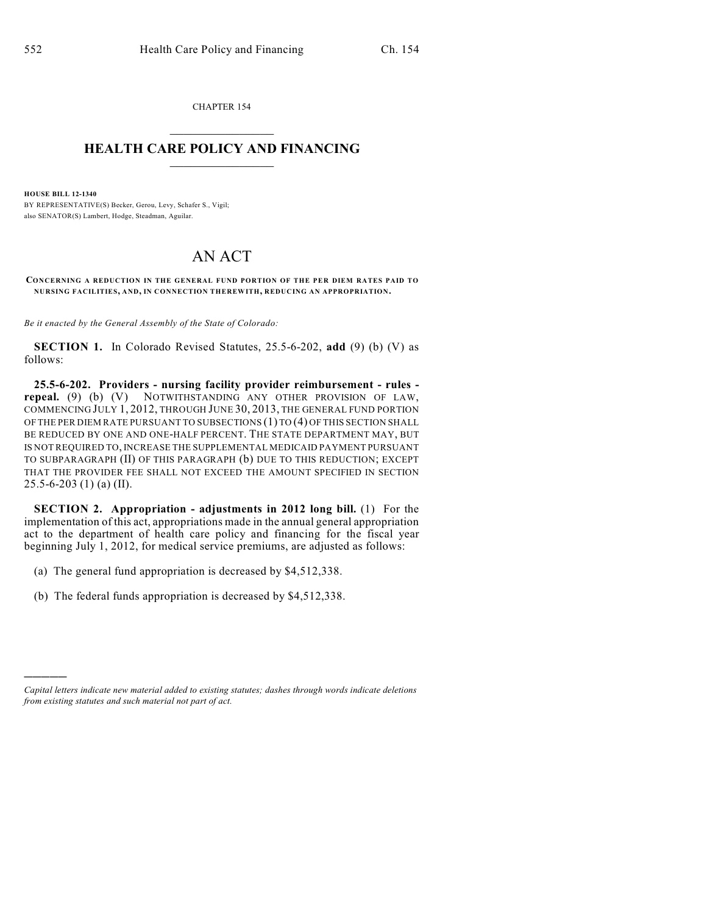CHAPTER 154

# HEALTH CARE POLICY AND FINANCING

**HOUSE BILL 12-1340**

BY REPRESENTATIVE(S) Becker, Gerou, Levy, Schafer S., Vigil;
also SENATOR(S) Lambert, Hodge, Steadman, Aguilar.

# AN ACT

**CONCERNING A REDUCTION IN THE GENERAL FUND PORTION OF THE PER DIEM RATES PAID TO NURSING FACILITIES, AND, IN CONNECTION THEREWITH, REDUCING AN APPROPRIATION.**

*Be it enacted by the General Assembly of the State of Colorado:*

**SECTION 1.** In Colorado Revised Statutes, 25.5-6-202, **add** (9) (b) (V) as follows:

**25.5-6-202. Providers - nursing facility provider reimbursement - rules - repeal.** (9) (b) (V) NOTWITHSTANDING ANY OTHER PROVISION OF LAW, COMMENCING JULY 1, 2012, THROUGH JUNE 30, 2013, THE GENERAL FUND PORTION OF THE PER DIEM RATE PURSUANT TO SUBSECTIONS (1) TO (4) OF THIS SECTION SHALL BE REDUCED BY ONE AND ONE-HALF PERCENT. THE STATE DEPARTMENT MAY, BUT IS NOT REQUIRED TO, INCREASE THE SUPPLEMENTAL MEDICAID PAYMENT PURSUANT TO SUBPARAGRAPH (II) OF THIS PARAGRAPH (b) DUE TO THIS REDUCTION; EXCEPT THAT THE PROVIDER FEE SHALL NOT EXCEED THE AMOUNT SPECIFIED IN SECTION 25.5-6-203 (1) (a) (II).

**SECTION 2. Appropriation - adjustments in 2012 long bill.** (1) For the implementation of this act, appropriations made in the annual general appropriation act to the department of health care policy and financing for the fiscal year beginning July 1, 2012, for medical service premiums, are adjusted as follows:

(a) The general fund appropriation is decreased by $4,512,338.

(b) The federal funds appropriation is decreased by $4,512,338.

---

*Capital letters indicate new material added to existing statutes; dashes through words indicate deletions from existing statutes and such material not part of act.*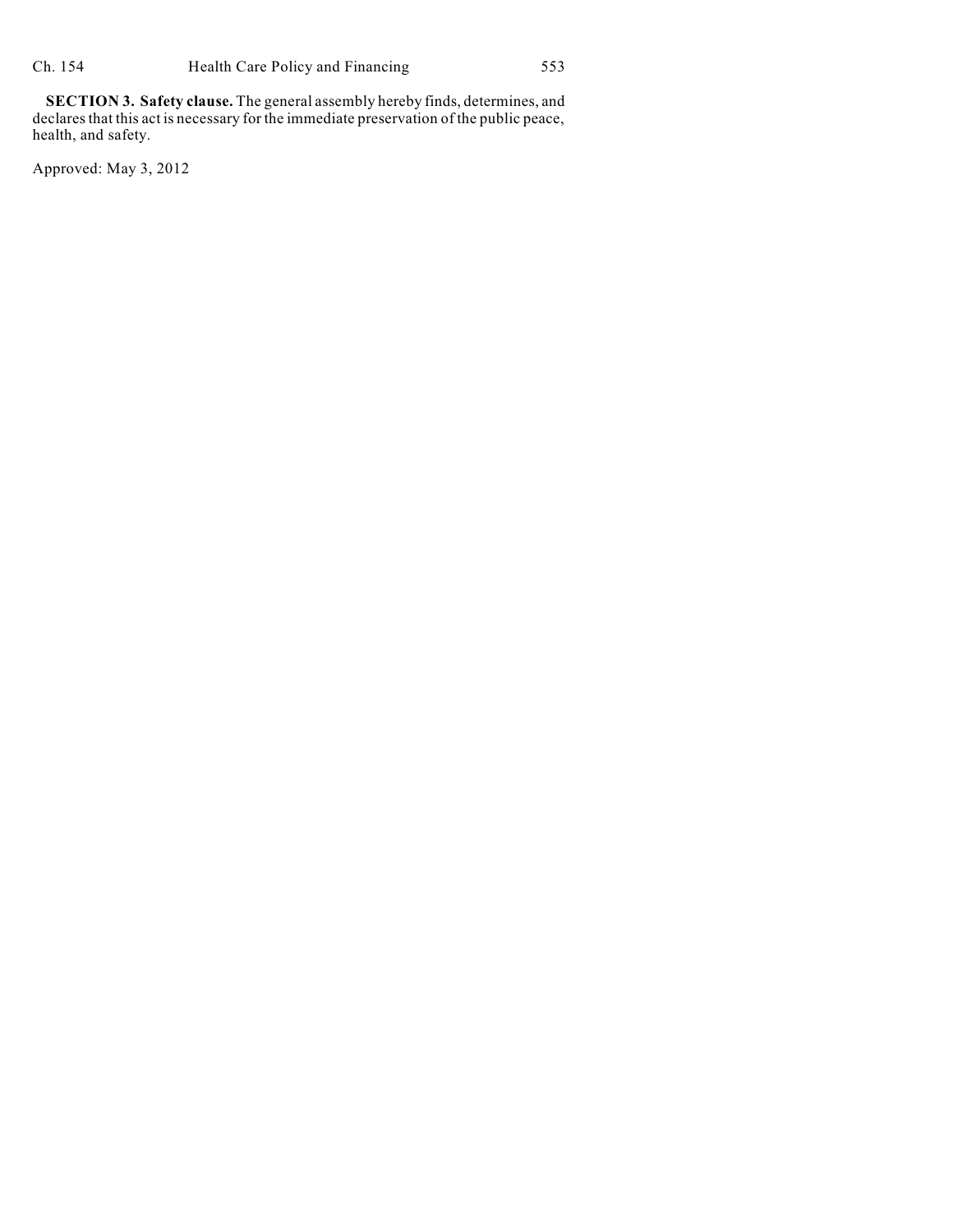**SECTION 3. Safety clause.** The general assembly hereby finds, determines, and declares that this act is necessary for the immediate preservation of the public peace, health, and safety.

Approved: May 3, 2012